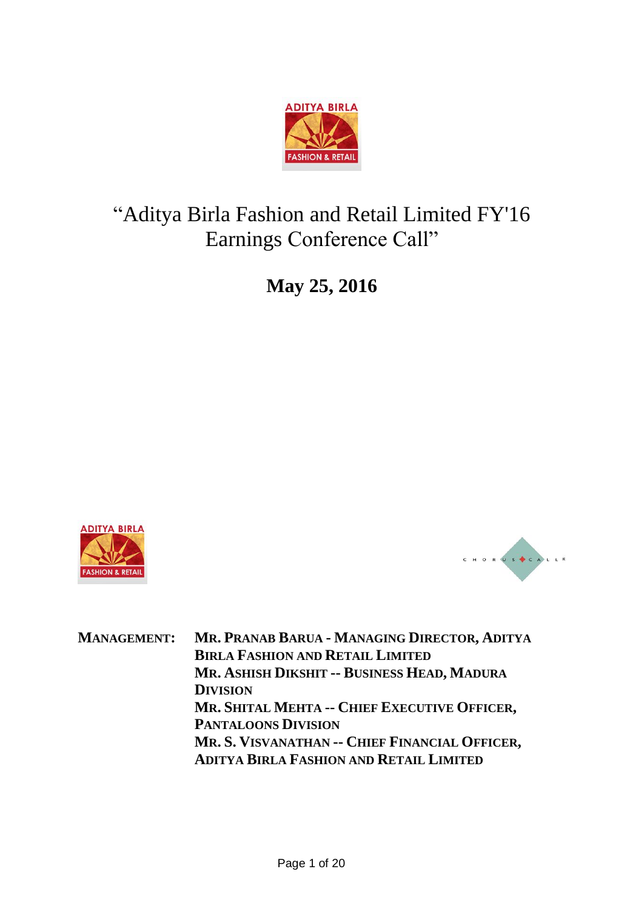# "Aditya Birla Fashion and Retail Limited FY'16 Earnings Conference Call"

## May 25, 2016

**MANAGEMENT:** **MR. PRANAB BARUA - MANAGING DIRECTOR, ADITYA BIRLA FASHION AND RETAIL LIMITED**
**MR. ASHISH DIKSHIT -- BUSINESS HEAD, MADURA DIVISION**
**MR. SHITAL MEHTA -- CHIEF EXECUTIVE OFFICER, PANTALOONS DIVISION**
**MR. S. VISVANATHAN -- CHIEF FINANCIAL OFFICER, ADITYA BIRLA FASHION AND RETAIL LIMITED**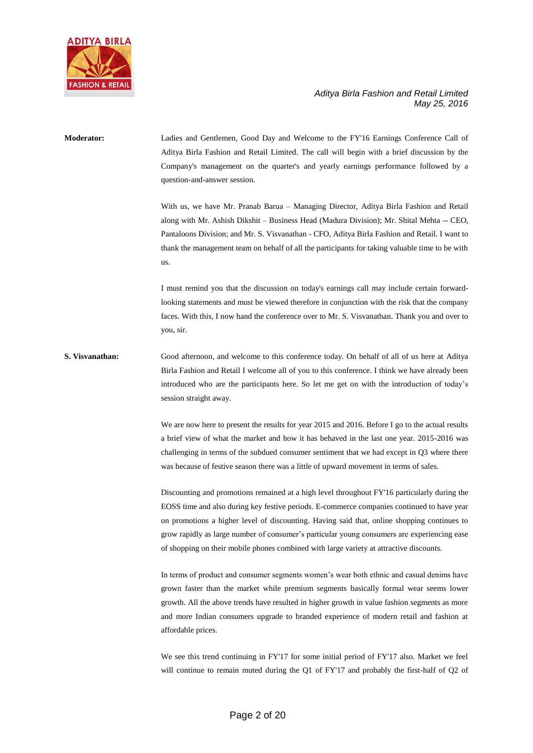**Moderator:** Ladies and Gentlemen, Good Day and Welcome to the FY'16 Earnings Conference Call of Aditya Birla Fashion and Retail Limited. The call will begin with a brief discussion by the Company's management on the quarter's and yearly earnings performance followed by a question-and-answer session.

With us, we have Mr. Pranab Barua – Managing Director, Aditya Birla Fashion and Retail along with Mr. Ashish Dikshit – Business Head (Madura Division); Mr. Shital Mehta -- CEO, Pantaloons Division; and Mr. S. Visvanathan - CFO, Aditya Birla Fashion and Retail. I want to thank the management team on behalf of all the participants for taking valuable time to be with us.

I must remind you that the discussion on today's earnings call may include certain forward-looking statements and must be viewed therefore in conjunction with the risk that the company faces. With this, I now hand the conference over to Mr. S. Visvanathan. Thank you and over to you, sir.

**S. Visvanathan:** Good afternoon, and welcome to this conference today. On behalf of all of us here at Aditya Birla Fashion and Retail I welcome all of you to this conference. I think we have already been introduced who are the participants here. So let me get on with the introduction of today's session straight away.

We are now here to present the results for year 2015 and 2016. Before I go to the actual results a brief view of what the market and how it has behaved in the last one year. 2015-2016 was challenging in terms of the subdued consumer sentiment that we had except in Q3 where there was because of festive season there was a little of upward movement in terms of sales.

Discounting and promotions remained at a high level throughout FY'16 particularly during the EOSS time and also during key festive periods. E-commerce companies continued to have year on promotions a higher level of discounting. Having said that, online shopping continues to grow rapidly as large number of consumer's particular young consumers are experiencing ease of shopping on their mobile phones combined with large variety at attractive discounts.

In terms of product and consumer segments women's wear both ethnic and casual denims have grown faster than the market while premium segments basically formal wear seems lower growth. All the above trends have resulted in higher growth in value fashion segments as more and more Indian consumers upgrade to branded experience of modern retail and fashion at affordable prices.

We see this trend continuing in FY'17 for some initial period of FY'17 also. Market we feel will continue to remain muted during the Q1 of FY'17 and probably the first-half of Q2 of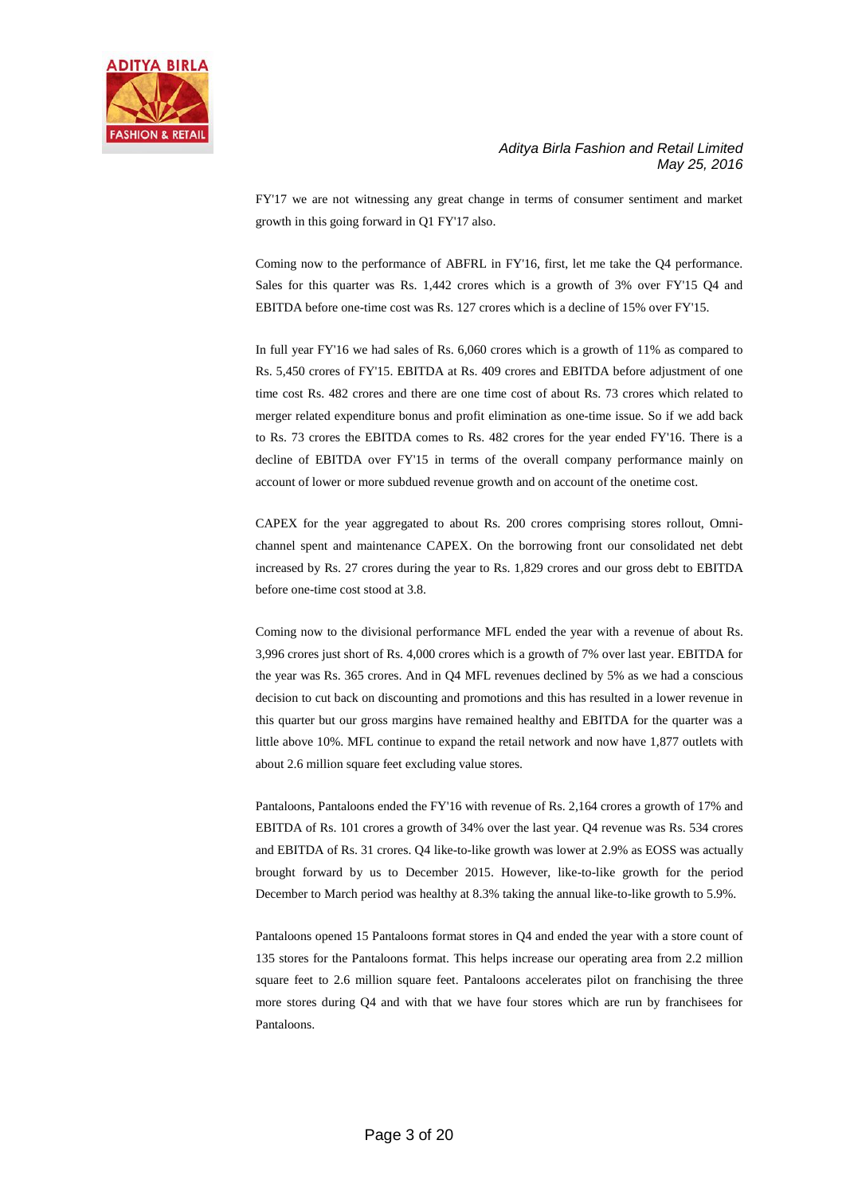FY'17 we are not witnessing any great change in terms of consumer sentiment and market growth in this going forward in Q1 FY'17 also.

Coming now to the performance of ABFRL in FY'16, first, let me take the Q4 performance. Sales for this quarter was Rs. 1,442 crores which is a growth of 3% over FY'15 Q4 and EBITDA before one-time cost was Rs. 127 crores which is a decline of 15% over FY'15.

In full year FY'16 we had sales of Rs. 6,060 crores which is a growth of 11% as compared to Rs. 5,450 crores of FY'15. EBITDA at Rs. 409 crores and EBITDA before adjustment of one time cost Rs. 482 crores and there are one time cost of about Rs. 73 crores which related to merger related expenditure bonus and profit elimination as one-time issue. So if we add back to Rs. 73 crores the EBITDA comes to Rs. 482 crores for the year ended FY'16. There is a decline of EBITDA over FY'15 in terms of the overall company performance mainly on account of lower or more subdued revenue growth and on account of the onetime cost.

CAPEX for the year aggregated to about Rs. 200 crores comprising stores rollout, Omni-channel spent and maintenance CAPEX. On the borrowing front our consolidated net debt increased by Rs. 27 crores during the year to Rs. 1,829 crores and our gross debt to EBITDA before one-time cost stood at 3.8.

Coming now to the divisional performance MFL ended the year with a revenue of about Rs. 3,996 crores just short of Rs. 4,000 crores which is a growth of 7% over last year. EBITDA for the year was Rs. 365 crores. And in Q4 MFL revenues declined by 5% as we had a conscious decision to cut back on discounting and promotions and this has resulted in a lower revenue in this quarter but our gross margins have remained healthy and EBITDA for the quarter was a little above 10%. MFL continue to expand the retail network and now have 1,877 outlets with about 2.6 million square feet excluding value stores.

Pantaloons, Pantaloons ended the FY'16 with revenue of Rs. 2,164 crores a growth of 17% and EBITDA of Rs. 101 crores a growth of 34% over the last year. Q4 revenue was Rs. 534 crores and EBITDA of Rs. 31 crores. Q4 like-to-like growth was lower at 2.9% as EOSS was actually brought forward by us to December 2015. However, like-to-like growth for the period December to March period was healthy at 8.3% taking the annual like-to-like growth to 5.9%.

Pantaloons opened 15 Pantaloons format stores in Q4 and ended the year with a store count of 135 stores for the Pantaloons format. This helps increase our operating area from 2.2 million square feet to 2.6 million square feet. Pantaloons accelerates pilot on franchising the three more stores during Q4 and with that we have four stores which are run by franchisees for Pantaloons.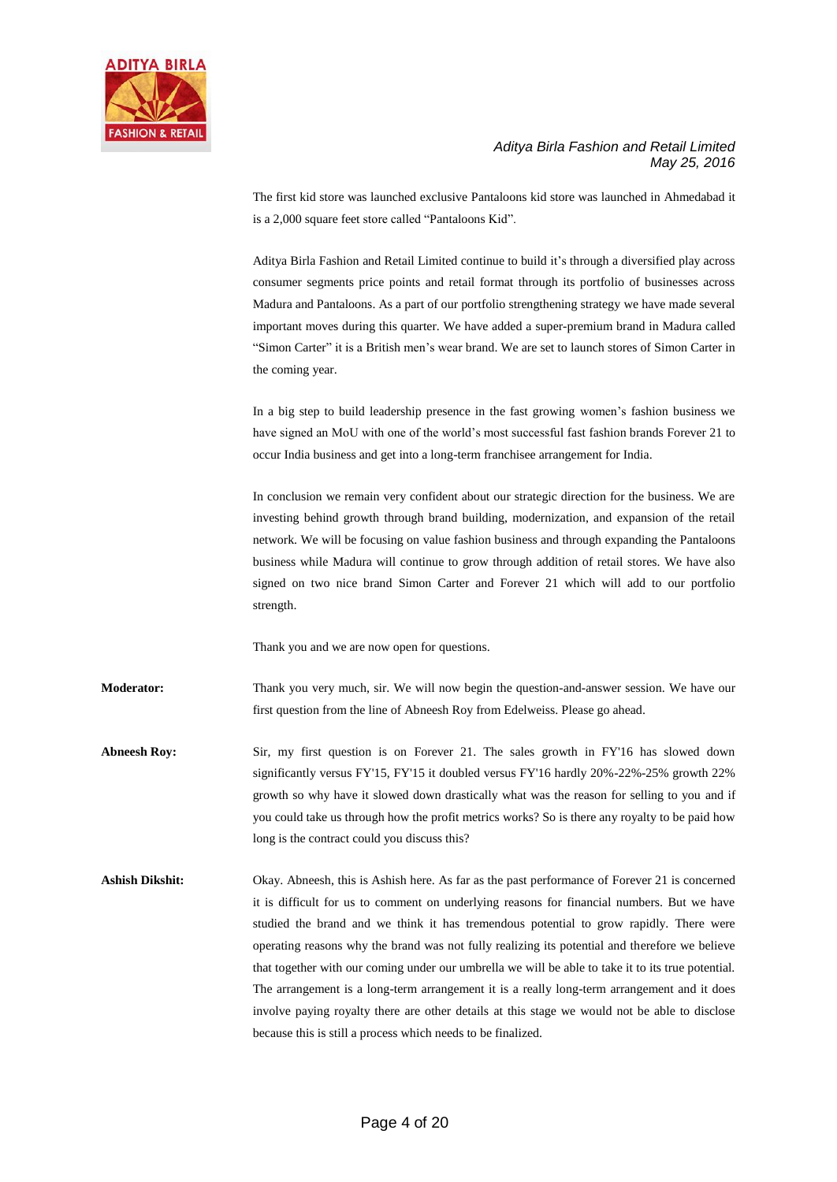The first kid store was launched exclusive Pantaloons kid store was launched in Ahmedabad it is a 2,000 square feet store called "Pantaloons Kid".

Aditya Birla Fashion and Retail Limited continue to build it's through a diversified play across consumer segments price points and retail format through its portfolio of businesses across Madura and Pantaloons. As a part of our portfolio strengthening strategy we have made several important moves during this quarter. We have added a super-premium brand in Madura called "Simon Carter" it is a British men's wear brand. We are set to launch stores of Simon Carter in the coming year.

In a big step to build leadership presence in the fast growing women's fashion business we have signed an MoU with one of the world's most successful fast fashion brands Forever 21 to occur India business and get into a long-term franchisee arrangement for India.

In conclusion we remain very confident about our strategic direction for the business. We are investing behind growth through brand building, modernization, and expansion of the retail network. We will be focusing on value fashion business and through expanding the Pantaloons business while Madura will continue to grow through addition of retail stores. We have also signed on two nice brand Simon Carter and Forever 21 which will add to our portfolio strength.

Thank you and we are now open for questions.

**Moderator:** Thank you very much, sir. We will now begin the question-and-answer session. We have our first question from the line of Abneesh Roy from Edelweiss. Please go ahead.

**Abneesh Roy:** Sir, my first question is on Forever 21. The sales growth in FY'16 has slowed down significantly versus FY'15, FY'15 it doubled versus FY'16 hardly 20%-22%-25% growth 22% growth so why have it slowed down drastically what was the reason for selling to you and if you could take us through how the profit metrics works? So is there any royalty to be paid how long is the contract could you discuss this?

**Ashish Dikshit:** Okay. Abneesh, this is Ashish here. As far as the past performance of Forever 21 is concerned it is difficult for us to comment on underlying reasons for financial numbers. But we have studied the brand and we think it has tremendous potential to grow rapidly. There were operating reasons why the brand was not fully realizing its potential and therefore we believe that together with our coming under our umbrella we will be able to take it to its true potential. The arrangement is a long-term arrangement it is a really long-term arrangement and it does involve paying royalty there are other details at this stage we would not be able to disclose because this is still a process which needs to be finalized.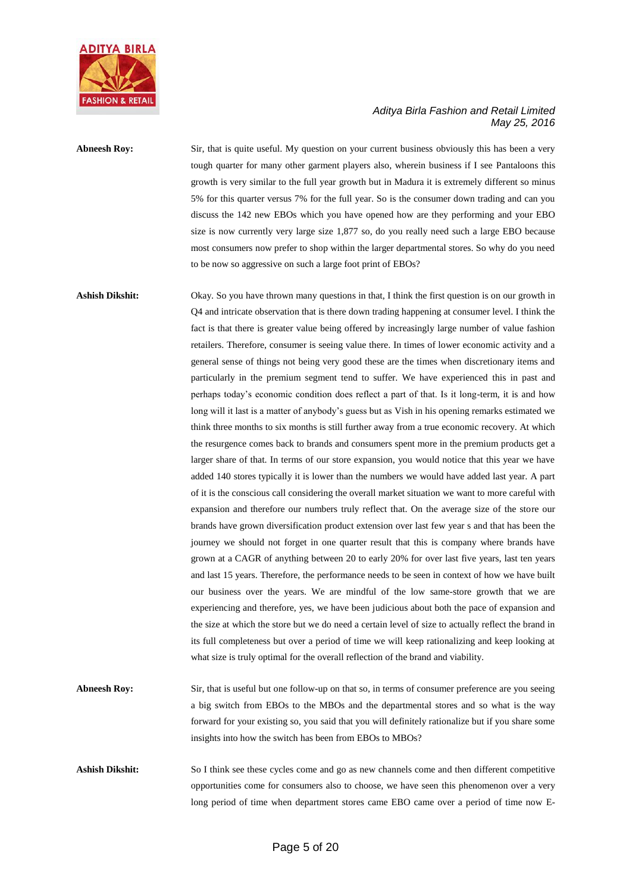**Abneesh Roy:** Sir, that is quite useful. My question on your current business obviously this has been a very tough quarter for many other garment players also, wherein business if I see Pantaloons this growth is very similar to the full year growth but in Madura it is extremely different so minus 5% for this quarter versus 7% for the full year. So is the consumer down trading and can you discuss the 142 new EBOs which you have opened how are they performing and your EBO size is now currently very large size 1,877 so, do you really need such a large EBO because most consumers now prefer to shop within the larger departmental stores. So why do you need to be now so aggressive on such a large foot print of EBOs?

**Ashish Dikshit:** Okay. So you have thrown many questions in that, I think the first question is on our growth in Q4 and intricate observation that is there down trading happening at consumer level. I think the fact is that there is greater value being offered by increasingly large number of value fashion retailers. Therefore, consumer is seeing value there. In times of lower economic activity and a general sense of things not being very good these are the times when discretionary items and particularly in the premium segment tend to suffer. We have experienced this in past and perhaps today's economic condition does reflect a part of that. Is it long-term, it is and how long will it last is a matter of anybody's guess but as Vish in his opening remarks estimated we think three months to six months is still further away from a true economic recovery. At which the resurgence comes back to brands and consumers spent more in the premium products get a larger share of that. In terms of our store expansion, you would notice that this year we have added 140 stores typically it is lower than the numbers we would have added last year. A part of it is the conscious call considering the overall market situation we want to more careful with expansion and therefore our numbers truly reflect that. On the average size of the store our brands have grown diversification product extension over last few year s and that has been the journey we should not forget in one quarter result that this is company where brands have grown at a CAGR of anything between 20 to early 20% for over last five years, last ten years and last 15 years. Therefore, the performance needs to be seen in context of how we have built our business over the years. We are mindful of the low same-store growth that we are experiencing and therefore, yes, we have been judicious about both the pace of expansion and the size at which the store but we do need a certain level of size to actually reflect the brand in its full completeness but over a period of time we will keep rationalizing and keep looking at what size is truly optimal for the overall reflection of the brand and viability.

**Abneesh Roy:** Sir, that is useful but one follow-up on that so, in terms of consumer preference are you seeing a big switch from EBOs to the MBOs and the departmental stores and so what is the way forward for your existing so, you said that you will definitely rationalize but if you share some insights into how the switch has been from EBOs to MBOs?

**Ashish Dikshit:** So I think see these cycles come and go as new channels come and then different competitive opportunities come for consumers also to choose, we have seen this phenomenon over a very long period of time when department stores came EBO came over a period of time now E-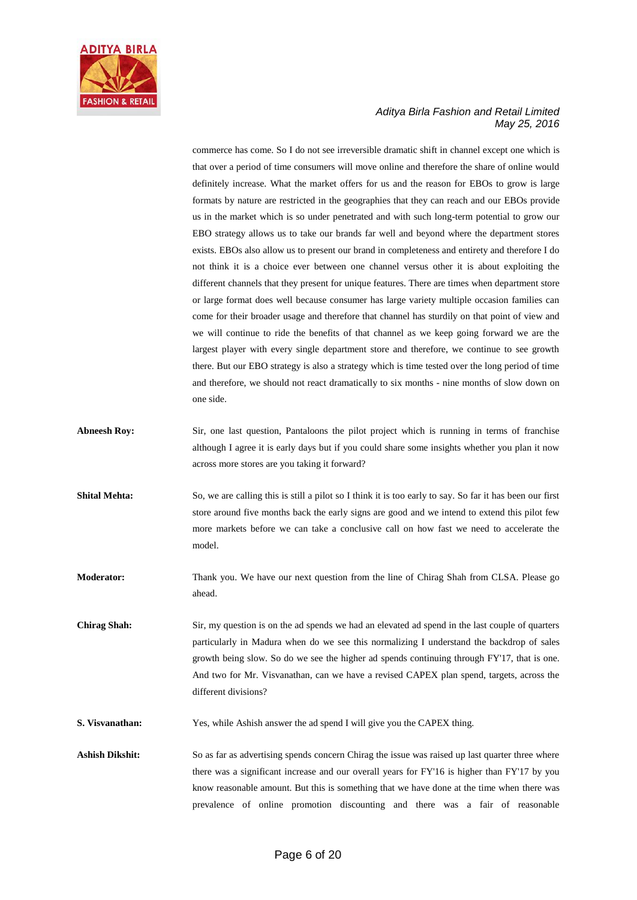commerce has come. So I do not see irreversible dramatic shift in channel except one which is that over a period of time consumers will move online and therefore the share of online would definitely increase. What the market offers for us and the reason for EBOs to grow is large formats by nature are restricted in the geographies that they can reach and our EBOs provide us in the market which is so under penetrated and with such long-term potential to grow our EBO strategy allows us to take our brands far well and beyond where the department stores exists. EBOs also allow us to present our brand in completeness and entirety and therefore I do not think it is a choice ever between one channel versus other it is about exploiting the different channels that they present for unique features. There are times when department store or large format does well because consumer has large variety multiple occasion families can come for their broader usage and therefore that channel has sturdily on that point of view and we will continue to ride the benefits of that channel as we keep going forward we are the largest player with every single department store and therefore, we continue to see growth there. But our EBO strategy is also a strategy which is time tested over the long period of time and therefore, we should not react dramatically to six months - nine months of slow down on one side.

**Abneesh Roy:** Sir, one last question, Pantaloons the pilot project which is running in terms of franchise although I agree it is early days but if you could share some insights whether you plan it now across more stores are you taking it forward?

**Shital Mehta:** So, we are calling this is still a pilot so I think it is too early to say. So far it has been our first store around five months back the early signs are good and we intend to extend this pilot few more markets before we can take a conclusive call on how fast we need to accelerate the model.

**Moderator:** Thank you. We have our next question from the line of Chirag Shah from CLSA. Please go ahead.

**Chirag Shah:** Sir, my question is on the ad spends we had an elevated ad spend in the last couple of quarters particularly in Madura when do we see this normalizing I understand the backdrop of sales growth being slow. So do we see the higher ad spends continuing through FY'17, that is one. And two for Mr. Visvanathan, can we have a revised CAPEX plan spend, targets, across the different divisions?

**S. Visvanathan:** Yes, while Ashish answer the ad spend I will give you the CAPEX thing.

**Ashish Dikshit:** So as far as advertising spends concern Chirag the issue was raised up last quarter three where there was a significant increase and our overall years for FY'16 is higher than FY'17 by you know reasonable amount. But this is something that we have done at the time when there was prevalence of online promotion discounting and there was a fair of reasonable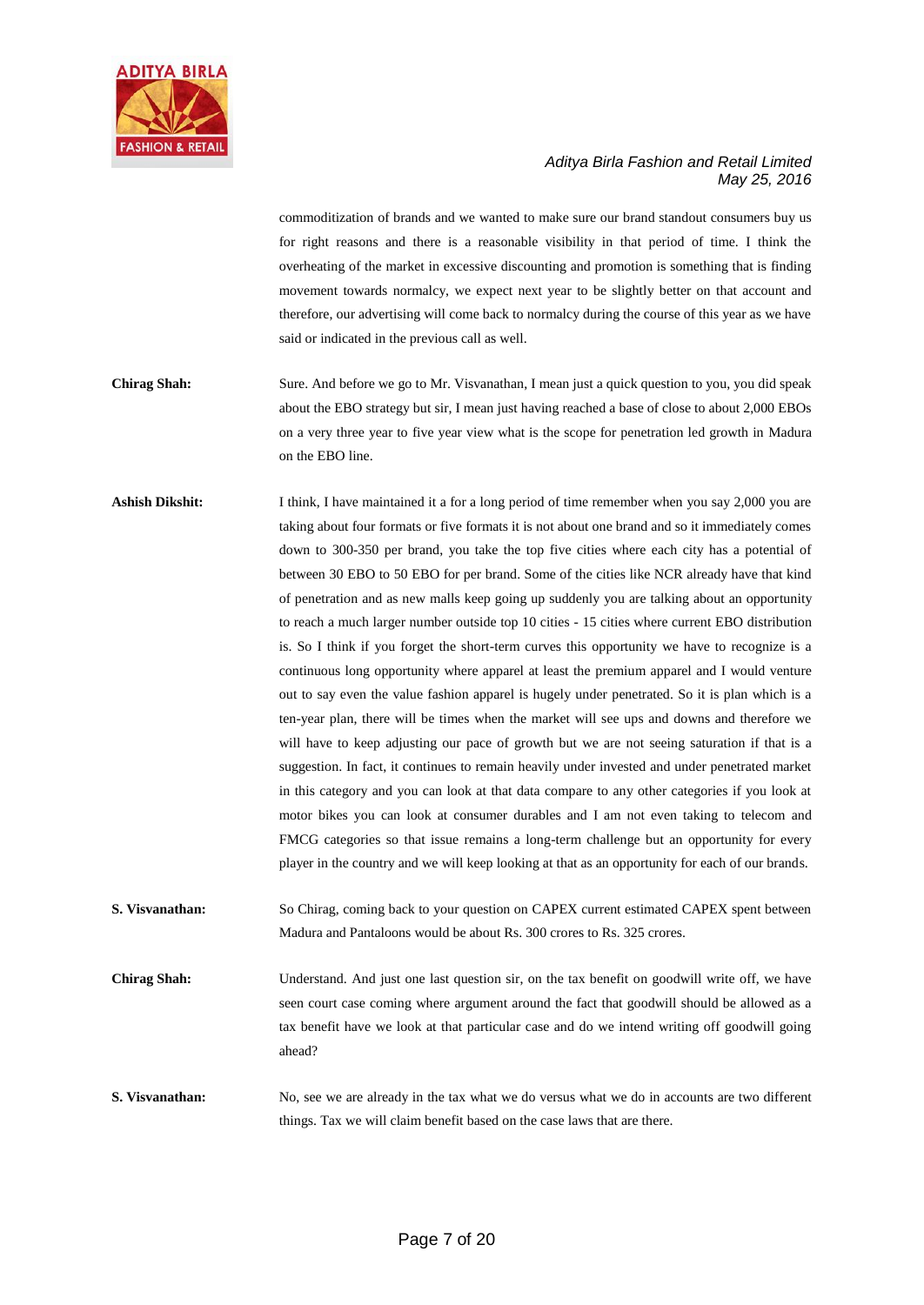commoditization of brands and we wanted to make sure our brand standout consumers buy us for right reasons and there is a reasonable visibility in that period of time. I think the overheating of the market in excessive discounting and promotion is something that is finding movement towards normalcy, we expect next year to be slightly better on that account and therefore, our advertising will come back to normalcy during the course of this year as we have said or indicated in the previous call as well.

**Chirag Shah:** Sure. And before we go to Mr. Visvanathan, I mean just a quick question to you, you did speak about the EBO strategy but sir, I mean just having reached a base of close to about 2,000 EBOs on a very three year to five year view what is the scope for penetration led growth in Madura on the EBO line.

**Ashish Dikshit:** I think, I have maintained it a for a long period of time remember when you say 2,000 you are taking about four formats or five formats it is not about one brand and so it immediately comes down to 300-350 per brand, you take the top five cities where each city has a potential of between 30 EBO to 50 EBO for per brand. Some of the cities like NCR already have that kind of penetration and as new malls keep going up suddenly you are talking about an opportunity to reach a much larger number outside top 10 cities - 15 cities where current EBO distribution is. So I think if you forget the short-term curves this opportunity we have to recognize is a continuous long opportunity where apparel at least the premium apparel and I would venture out to say even the value fashion apparel is hugely under penetrated. So it is plan which is a ten-year plan, there will be times when the market will see ups and downs and therefore we will have to keep adjusting our pace of growth but we are not seeing saturation if that is a suggestion. In fact, it continues to remain heavily under invested and under penetrated market in this category and you can look at that data compare to any other categories if you look at motor bikes you can look at consumer durables and I am not even taking to telecom and FMCG categories so that issue remains a long-term challenge but an opportunity for every player in the country and we will keep looking at that as an opportunity for each of our brands.

**S. Visvanathan:** So Chirag, coming back to your question on CAPEX current estimated CAPEX spent between Madura and Pantaloons would be about Rs. 300 crores to Rs. 325 crores.

**Chirag Shah:** Understand. And just one last question sir, on the tax benefit on goodwill write off, we have seen court case coming where argument around the fact that goodwill should be allowed as a tax benefit have we look at that particular case and do we intend writing off goodwill going ahead?

**S. Visvanathan:** No, see we are already in the tax what we do versus what we do in accounts are two different things. Tax we will claim benefit based on the case laws that are there.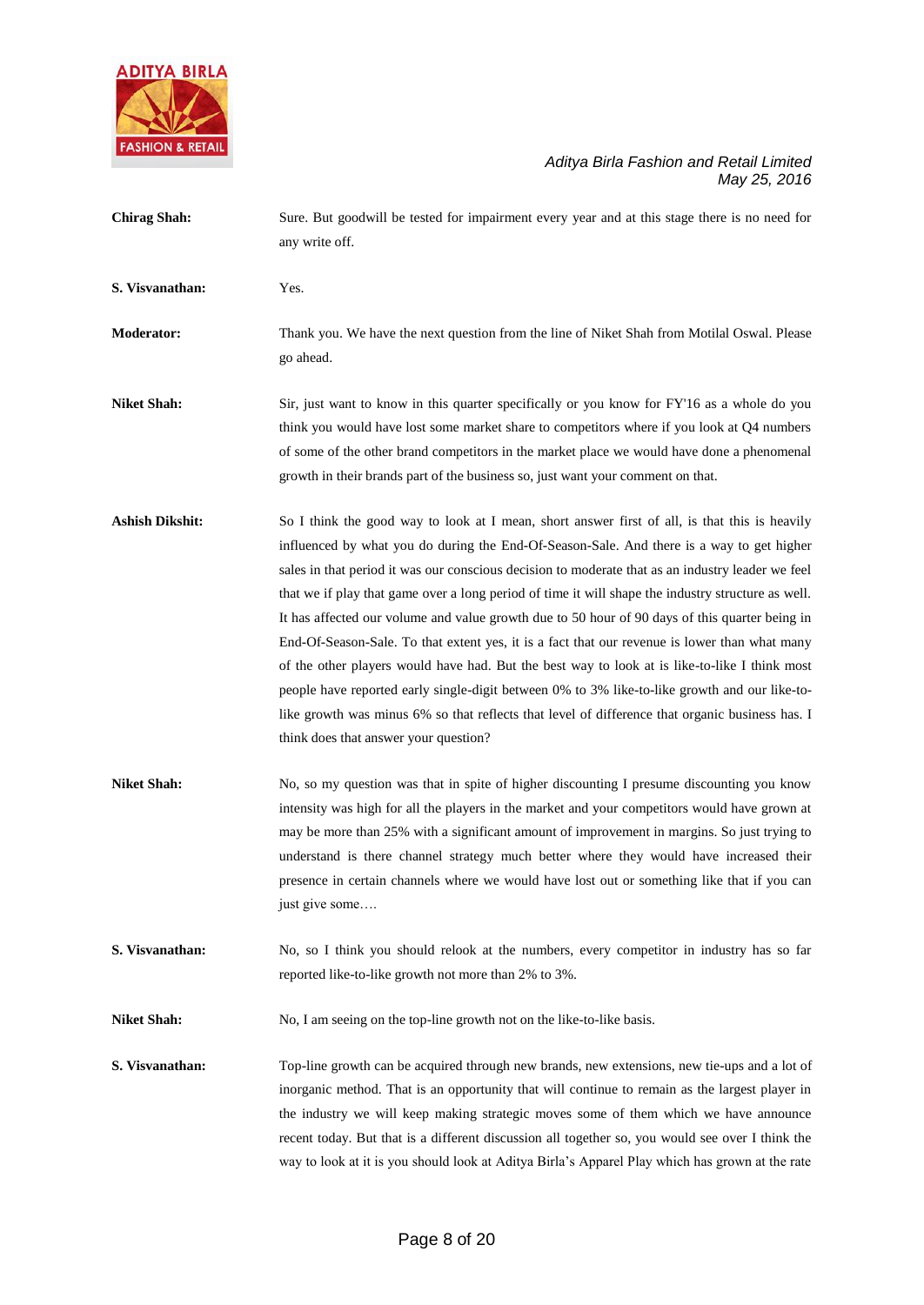**Chirag Shah:** Sure. But goodwill be tested for impairment every year and at this stage there is no need for any write off.

**S. Visvanathan:** Yes.

**Moderator:** Thank you. We have the next question from the line of Niket Shah from Motilal Oswal. Please go ahead.

**Niket Shah:** Sir, just want to know in this quarter specifically or you know for FY'16 as a whole do you think you would have lost some market share to competitors where if you look at Q4 numbers of some of the other brand competitors in the market place we would have done a phenomenal growth in their brands part of the business so, just want your comment on that.

**Ashish Dikshit:** So I think the good way to look at I mean, short answer first of all, is that this is heavily influenced by what you do during the End-Of-Season-Sale. And there is a way to get higher sales in that period it was our conscious decision to moderate that as an industry leader we feel that we if play that game over a long period of time it will shape the industry structure as well. It has affected our volume and value growth due to 50 hour of 90 days of this quarter being in End-Of-Season-Sale. To that extent yes, it is a fact that our revenue is lower than what many of the other players would have had. But the best way to look at is like-to-like I think most people have reported early single-digit between 0% to 3% like-to-like growth and our like-to-like growth was minus 6% so that reflects that level of difference that organic business has. I think does that answer your question?

**Niket Shah:** No, so my question was that in spite of higher discounting I presume discounting you know intensity was high for all the players in the market and your competitors would have grown at may be more than 25% with a significant amount of improvement in margins. So just trying to understand is there channel strategy much better where they would have increased their presence in certain channels where we would have lost out or something like that if you can just give some….

**S. Visvanathan:** No, so I think you should relook at the numbers, every competitor in industry has so far reported like-to-like growth not more than 2% to 3%.

**Niket Shah:** No, I am seeing on the top-line growth not on the like-to-like basis.

**S. Visvanathan:** Top-line growth can be acquired through new brands, new extensions, new tie-ups and a lot of inorganic method. That is an opportunity that will continue to remain as the largest player in the industry we will keep making strategic moves some of them which we have announce recent today. But that is a different discussion all together so, you would see over I think the way to look at it is you should look at Aditya Birla's Apparel Play which has grown at the rate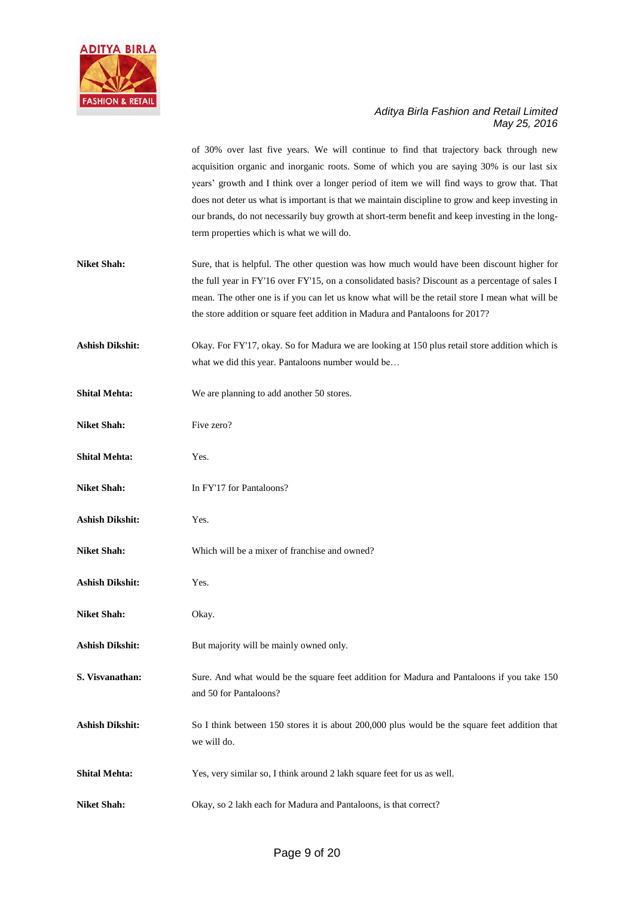of 30% over last five years. We will continue to find that trajectory back through new acquisition organic and inorganic roots. Some of which you are saying 30% is our last six years' growth and I think over a longer period of item we will find ways to grow that. That does not deter us what is important is that we maintain discipline to grow and keep investing in our brands, do not necessarily buy growth at short-term benefit and keep investing in the long-term properties which is what we will do.

**Niket Shah:** Sure, that is helpful. The other question was how much would have been discount higher for the full year in FY'16 over FY'15, on a consolidated basis? Discount as a percentage of sales I mean. The other one is if you can let us know what will be the retail store I mean what will be the store addition or square feet addition in Madura and Pantaloons for 2017?

**Ashish Dikshit:** Okay. For FY'17, okay. So for Madura we are looking at 150 plus retail store addition which is what we did this year. Pantaloons number would be…

**Shital Mehta:** We are planning to add another 50 stores.

**Niket Shah:** Five zero?

**Shital Mehta:** Yes.

**Niket Shah:** In FY'17 for Pantaloons?

**Ashish Dikshit:** Yes.

**Niket Shah:** Which will be a mixer of franchise and owned?

**Ashish Dikshit:** Yes.

**Niket Shah:** Okay.

**Ashish Dikshit:** But majority will be mainly owned only.

**S. Visvanathan:** Sure. And what would be the square feet addition for Madura and Pantaloons if you take 150 and 50 for Pantaloons?

**Ashish Dikshit:** So I think between 150 stores it is about 200,000 plus would be the square feet addition that we will do.

**Shital Mehta:** Yes, very similar so, I think around 2 lakh square feet for us as well.

**Niket Shah:** Okay, so 2 lakh each for Madura and Pantaloons, is that correct?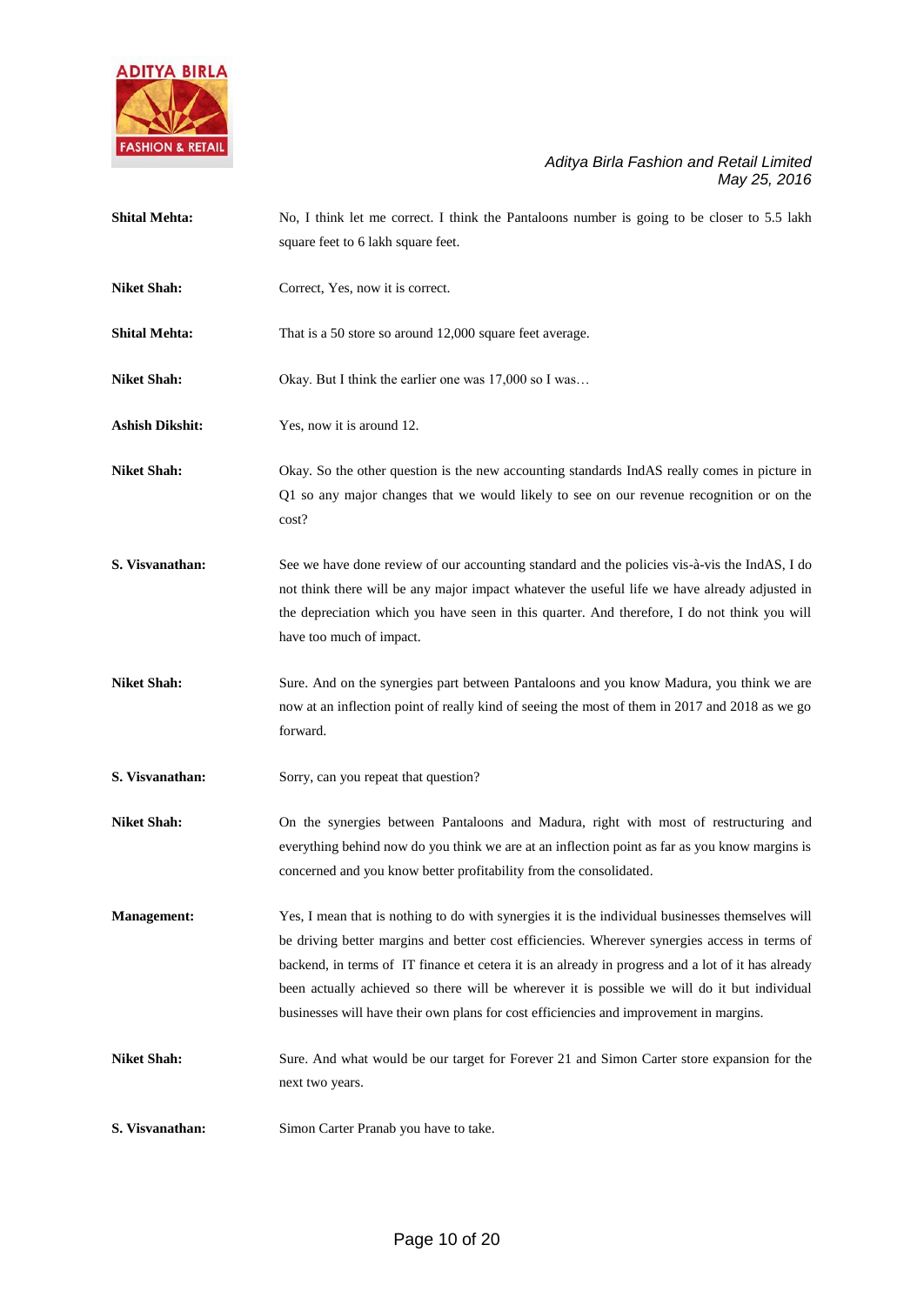**Shital Mehta:** No, I think let me correct. I think the Pantaloons number is going to be closer to 5.5 lakh square feet to 6 lakh square feet.

**Niket Shah:** Correct, Yes, now it is correct.

**Shital Mehta:** That is a 50 store so around 12,000 square feet average.

**Niket Shah:** Okay. But I think the earlier one was 17,000 so I was…

**Ashish Dikshit:** Yes, now it is around 12.

**Niket Shah:** Okay. So the other question is the new accounting standards IndAS really comes in picture in Q1 so any major changes that we would likely to see on our revenue recognition or on the cost?

**S. Visvanathan:** See we have done review of our accounting standard and the policies vis-à-vis the IndAS, I do not think there will be any major impact whatever the useful life we have already adjusted in the depreciation which you have seen in this quarter. And therefore, I do not think you will have too much of impact.

**Niket Shah:** Sure. And on the synergies part between Pantaloons and you know Madura, you think we are now at an inflection point of really kind of seeing the most of them in 2017 and 2018 as we go forward.

**S. Visvanathan:** Sorry, can you repeat that question?

**Niket Shah:** On the synergies between Pantaloons and Madura, right with most of restructuring and everything behind now do you think we are at an inflection point as far as you know margins is concerned and you know better profitability from the consolidated.

**Management:** Yes, I mean that is nothing to do with synergies it is the individual businesses themselves will be driving better margins and better cost efficiencies. Wherever synergies access in terms of backend, in terms of IT finance et cetera it is an already in progress and a lot of it has already been actually achieved so there will be wherever it is possible we will do it but individual businesses will have their own plans for cost efficiencies and improvement in margins.

**Niket Shah:** Sure. And what would be our target for Forever 21 and Simon Carter store expansion for the next two years.

**S. Visvanathan:** Simon Carter Pranab you have to take.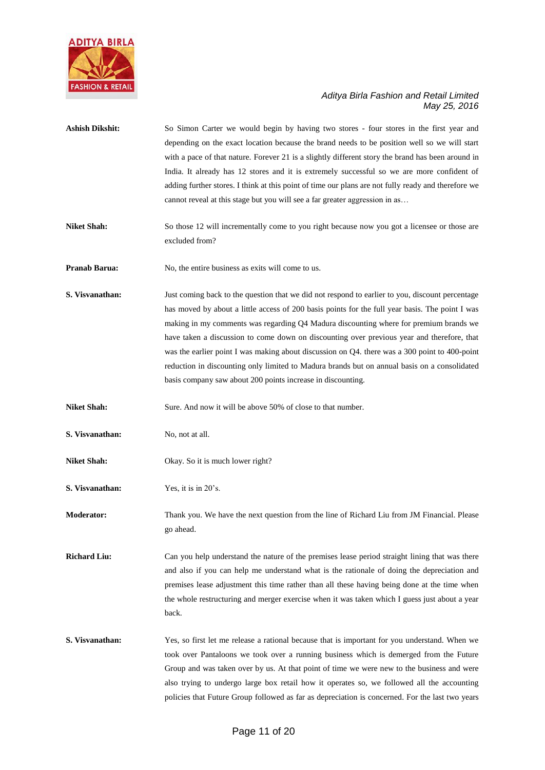**Ashish Dikshit:** So Simon Carter we would begin by having two stores - four stores in the first year and depending on the exact location because the brand needs to be position well so we will start with a pace of that nature. Forever 21 is a slightly different story the brand has been around in India. It already has 12 stores and it is extremely successful so we are more confident of adding further stores. I think at this point of time our plans are not fully ready and therefore we cannot reveal at this stage but you will see a far greater aggression in as…

**Niket Shah:** So those 12 will incrementally come to you right because now you got a licensee or those are excluded from?

**Pranab Barua:** No, the entire business as exits will come to us.

**S. Visvanathan:** Just coming back to the question that we did not respond to earlier to you, discount percentage has moved by about a little access of 200 basis points for the full year basis. The point I was making in my comments was regarding Q4 Madura discounting where for premium brands we have taken a discussion to come down on discounting over previous year and therefore, that was the earlier point I was making about discussion on Q4. there was a 300 point to 400-point reduction in discounting only limited to Madura brands but on annual basis on a consolidated basis company saw about 200 points increase in discounting.

**Niket Shah:** Sure. And now it will be above 50% of close to that number.

**S. Visvanathan:** No, not at all.

**Niket Shah:** Okay. So it is much lower right?

**S. Visvanathan:** Yes, it is in 20's.

**Moderator:** Thank you. We have the next question from the line of Richard Liu from JM Financial. Please go ahead.

**Richard Liu:** Can you help understand the nature of the premises lease period straight lining that was there and also if you can help me understand what is the rationale of doing the depreciation and premises lease adjustment this time rather than all these having being done at the time when the whole restructuring and merger exercise when it was taken which I guess just about a year back.

**S. Visvanathan:** Yes, so first let me release a rational because that is important for you understand. When we took over Pantaloons we took over a running business which is demerged from the Future Group and was taken over by us. At that point of time we were new to the business and were also trying to undergo large box retail how it operates so, we followed all the accounting policies that Future Group followed as far as depreciation is concerned. For the last two years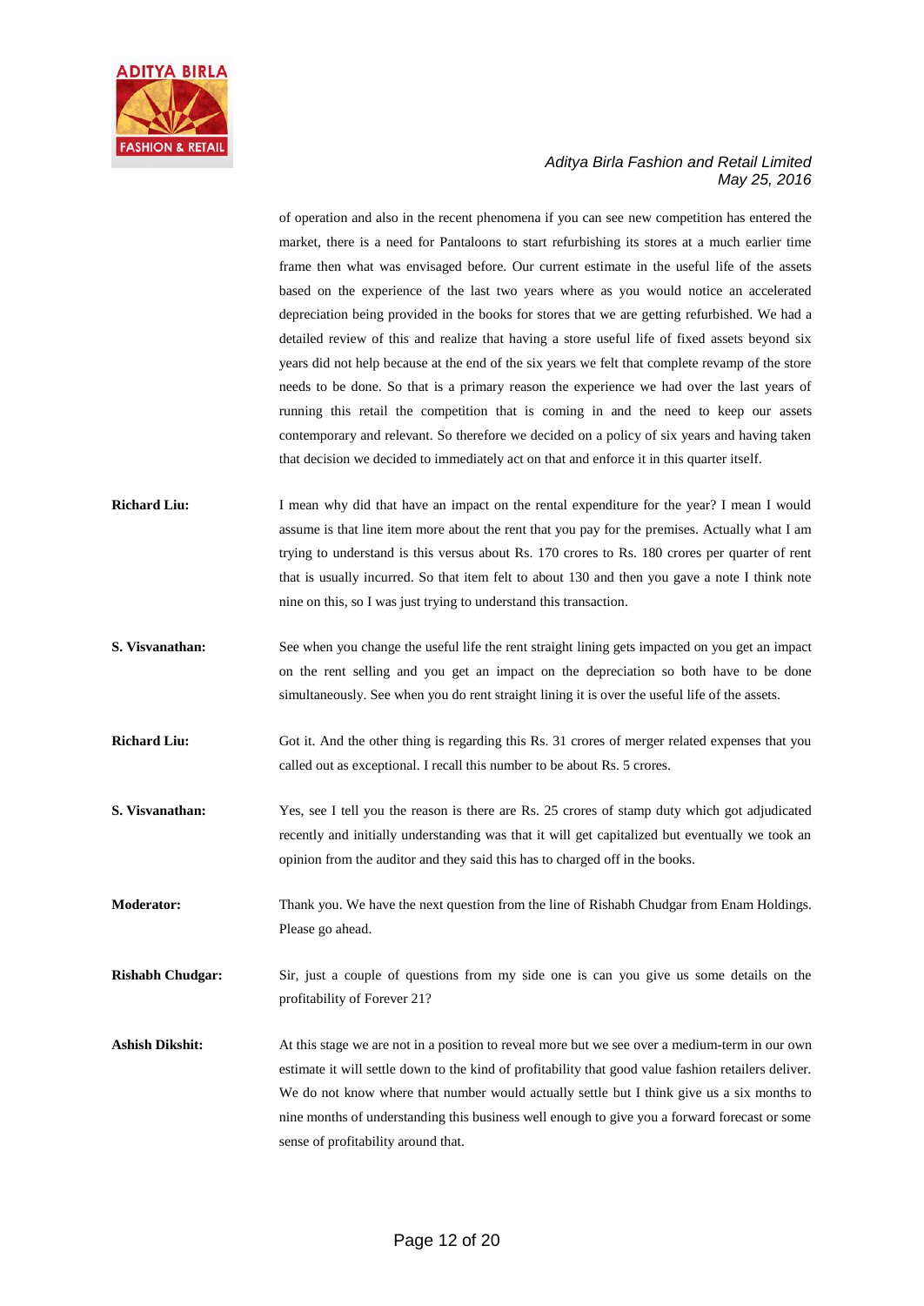of operation and also in the recent phenomena if you can see new competition has entered the market, there is a need for Pantaloons to start refurbishing its stores at a much earlier time frame then what was envisaged before. Our current estimate in the useful life of the assets based on the experience of the last two years where as you would notice an accelerated depreciation being provided in the books for stores that we are getting refurbished. We had a detailed review of this and realize that having a store useful life of fixed assets beyond six years did not help because at the end of the six years we felt that complete revamp of the store needs to be done. So that is a primary reason the experience we had over the last years of running this retail the competition that is coming in and the need to keep our assets contemporary and relevant. So therefore we decided on a policy of six years and having taken that decision we decided to immediately act on that and enforce it in this quarter itself.

**Richard Liu:** I mean why did that have an impact on the rental expenditure for the year? I mean I would assume is that line item more about the rent that you pay for the premises. Actually what I am trying to understand is this versus about Rs. 170 crores to Rs. 180 crores per quarter of rent that is usually incurred. So that item felt to about 130 and then you gave a note I think note nine on this, so I was just trying to understand this transaction.

**S. Visvanathan:** See when you change the useful life the rent straight lining gets impacted on you get an impact on the rent selling and you get an impact on the depreciation so both have to be done simultaneously. See when you do rent straight lining it is over the useful life of the assets.

**Richard Liu:** Got it. And the other thing is regarding this Rs. 31 crores of merger related expenses that you called out as exceptional. I recall this number to be about Rs. 5 crores.

**S. Visvanathan:** Yes, see I tell you the reason is there are Rs. 25 crores of stamp duty which got adjudicated recently and initially understanding was that it will get capitalized but eventually we took an opinion from the auditor and they said this has to charged off in the books.

**Moderator:** Thank you. We have the next question from the line of Rishabh Chudgar from Enam Holdings. Please go ahead.

**Rishabh Chudgar:** Sir, just a couple of questions from my side one is can you give us some details on the profitability of Forever 21?

**Ashish Dikshit:** At this stage we are not in a position to reveal more but we see over a medium-term in our own estimate it will settle down to the kind of profitability that good value fashion retailers deliver. We do not know where that number would actually settle but I think give us a six months to nine months of understanding this business well enough to give you a forward forecast or some sense of profitability around that.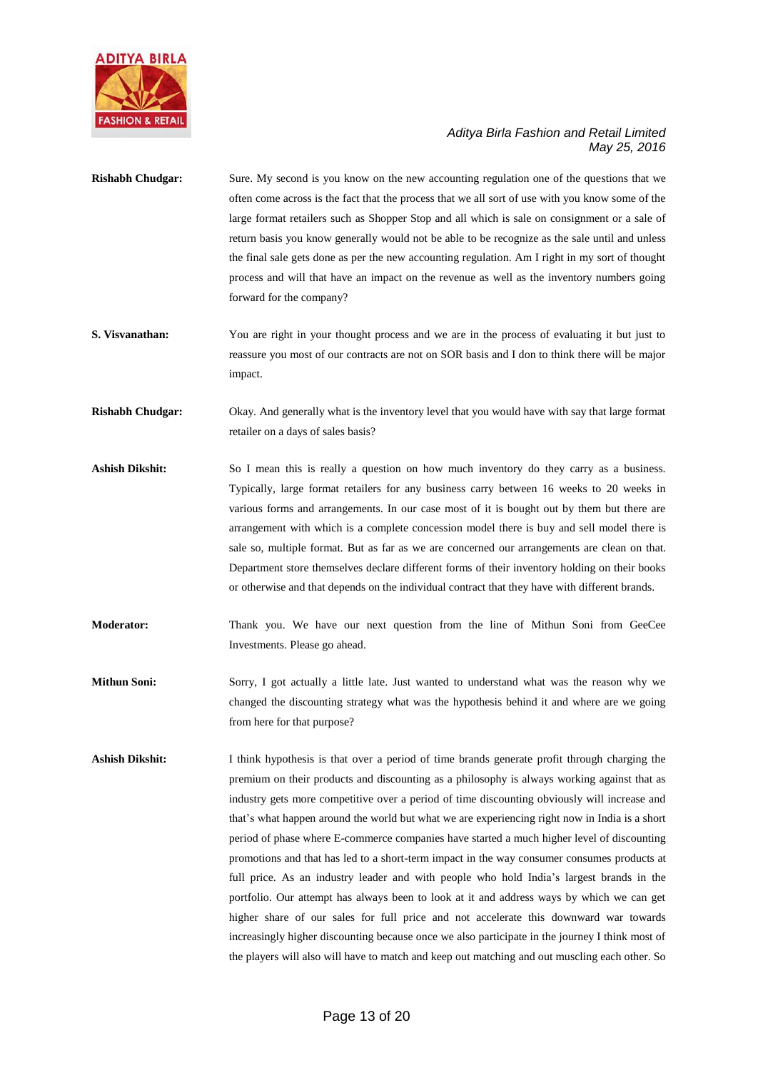**Rishabh Chudgar:** Sure. My second is you know on the new accounting regulation one of the questions that we often come across is the fact that the process that we all sort of use with you know some of the large format retailers such as Shopper Stop and all which is sale on consignment or a sale of return basis you know generally would not be able to be recognize as the sale until and unless the final sale gets done as per the new accounting regulation. Am I right in my sort of thought process and will that have an impact on the revenue as well as the inventory numbers going forward for the company?

**S. Visvanathan:** You are right in your thought process and we are in the process of evaluating it but just to reassure you most of our contracts are not on SOR basis and I don to think there will be major impact.

**Rishabh Chudgar:** Okay. And generally what is the inventory level that you would have with say that large format retailer on a days of sales basis?

**Ashish Dikshit:** So I mean this is really a question on how much inventory do they carry as a business. Typically, large format retailers for any business carry between 16 weeks to 20 weeks in various forms and arrangements. In our case most of it is bought out by them but there are arrangement with which is a complete concession model there is buy and sell model there is sale so, multiple format. But as far as we are concerned our arrangements are clean on that. Department store themselves declare different forms of their inventory holding on their books or otherwise and that depends on the individual contract that they have with different brands.

**Moderator:** Thank you. We have our next question from the line of Mithun Soni from GeeCee Investments. Please go ahead.

**Mithun Soni:** Sorry, I got actually a little late. Just wanted to understand what was the reason why we changed the discounting strategy what was the hypothesis behind it and where are we going from here for that purpose?

**Ashish Dikshit:** I think hypothesis is that over a period of time brands generate profit through charging the premium on their products and discounting as a philosophy is always working against that as industry gets more competitive over a period of time discounting obviously will increase and that's what happen around the world but what we are experiencing right now in India is a short period of phase where E-commerce companies have started a much higher level of discounting promotions and that has led to a short-term impact in the way consumer consumes products at full price. As an industry leader and with people who hold India's largest brands in the portfolio. Our attempt has always been to look at it and address ways by which we can get higher share of our sales for full price and not accelerate this downward war towards increasingly higher discounting because once we also participate in the journey I think most of the players will also will have to match and keep out matching and out muscling each other. So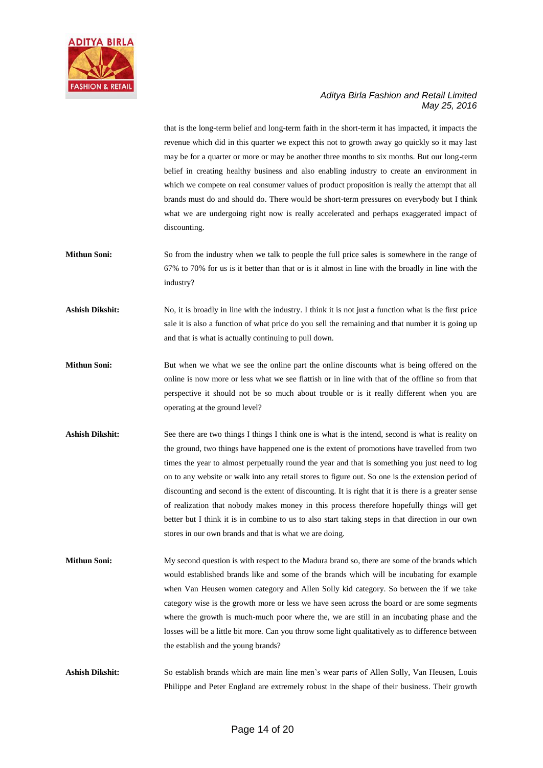that is the long-term belief and long-term faith in the short-term it has impacted, it impacts the revenue which did in this quarter we expect this not to growth away go quickly so it may last may be for a quarter or more or may be another three months to six months. But our long-term belief in creating healthy business and also enabling industry to create an environment in which we compete on real consumer values of product proposition is really the attempt that all brands must do and should do. There would be short-term pressures on everybody but I think what we are undergoing right now is really accelerated and perhaps exaggerated impact of discounting.

**Mithun Soni:** So from the industry when we talk to people the full price sales is somewhere in the range of 67% to 70% for us is it better than that or is it almost in line with the broadly in line with the industry?

**Ashish Dikshit:** No, it is broadly in line with the industry. I think it is not just a function what is the first price sale it is also a function of what price do you sell the remaining and that number it is going up and that is what is actually continuing to pull down.

**Mithun Soni:** But when we what we see the online part the online discounts what is being offered on the online is now more or less what we see flattish or in line with that of the offline so from that perspective it should not be so much about trouble or is it really different when you are operating at the ground level?

**Ashish Dikshit:** See there are two things I things I think one is what is the intend, second is what is reality on the ground, two things have happened one is the extent of promotions have travelled from two times the year to almost perpetually round the year and that is something you just need to log on to any website or walk into any retail stores to figure out. So one is the extension period of discounting and second is the extent of discounting. It is right that it is there is a greater sense of realization that nobody makes money in this process therefore hopefully things will get better but I think it is in combine to us to also start taking steps in that direction in our own stores in our own brands and that is what we are doing.

**Mithun Soni:** My second question is with respect to the Madura brand so, there are some of the brands which would established brands like and some of the brands which will be incubating for example when Van Heusen women category and Allen Solly kid category. So between the if we take category wise is the growth more or less we have seen across the board or are some segments where the growth is much-much poor where the, we are still in an incubating phase and the losses will be a little bit more. Can you throw some light qualitatively as to difference between the establish and the young brands?

**Ashish Dikshit:** So establish brands which are main line men's wear parts of Allen Solly, Van Heusen, Louis Philippe and Peter England are extremely robust in the shape of their business. Their growth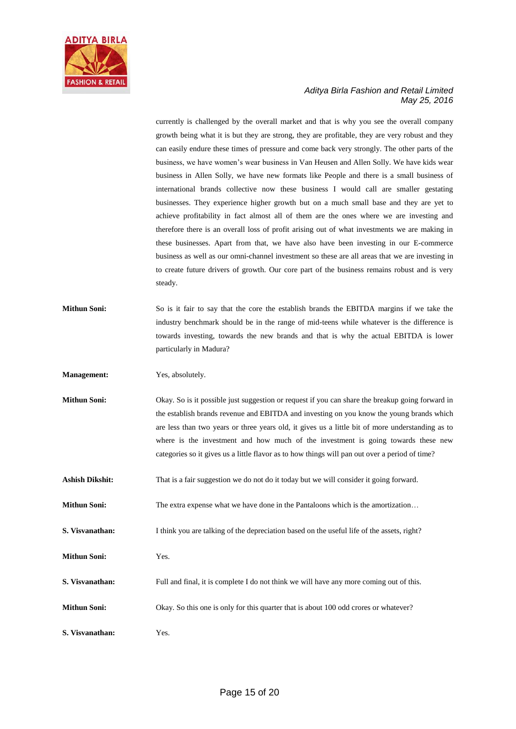currently is challenged by the overall market and that is why you see the overall company growth being what it is but they are strong, they are profitable, they are very robust and they can easily endure these times of pressure and come back very strongly. The other parts of the business, we have women's wear business in Van Heusen and Allen Solly. We have kids wear business in Allen Solly, we have new formats like People and there is a small business of international brands collective now these business I would call are smaller gestating businesses. They experience higher growth but on a much small base and they are yet to achieve profitability in fact almost all of them are the ones where we are investing and therefore there is an overall loss of profit arising out of what investments we are making in these businesses. Apart from that, we have also have been investing in our E-commerce business as well as our omni-channel investment so these are all areas that we are investing in to create future drivers of growth. Our core part of the business remains robust and is very steady.

**Mithun Soni:** So is it fair to say that the core the establish brands the EBITDA margins if we take the industry benchmark should be in the range of mid-teens while whatever is the difference is towards investing, towards the new brands and that is why the actual EBITDA is lower particularly in Madura?

**Management:** Yes, absolutely.

**Mithun Soni:** Okay. So is it possible just suggestion or request if you can share the breakup going forward in the establish brands revenue and EBITDA and investing on you know the young brands which are less than two years or three years old, it gives us a little bit of more understanding as to where is the investment and how much of the investment is going towards these new categories so it gives us a little flavor as to how things will pan out over a period of time?

**Ashish Dikshit:** That is a fair suggestion we do not do it today but we will consider it going forward.

**Mithun Soni:** The extra expense what we have done in the Pantaloons which is the amortization…

**S. Visvanathan:** I think you are talking of the depreciation based on the useful life of the assets, right?

**Mithun Soni:** Yes.

**S. Visvanathan:** Full and final, it is complete I do not think we will have any more coming out of this.

**Mithun Soni:** Okay. So this one is only for this quarter that is about 100 odd crores or whatever?

**S. Visvanathan:** Yes.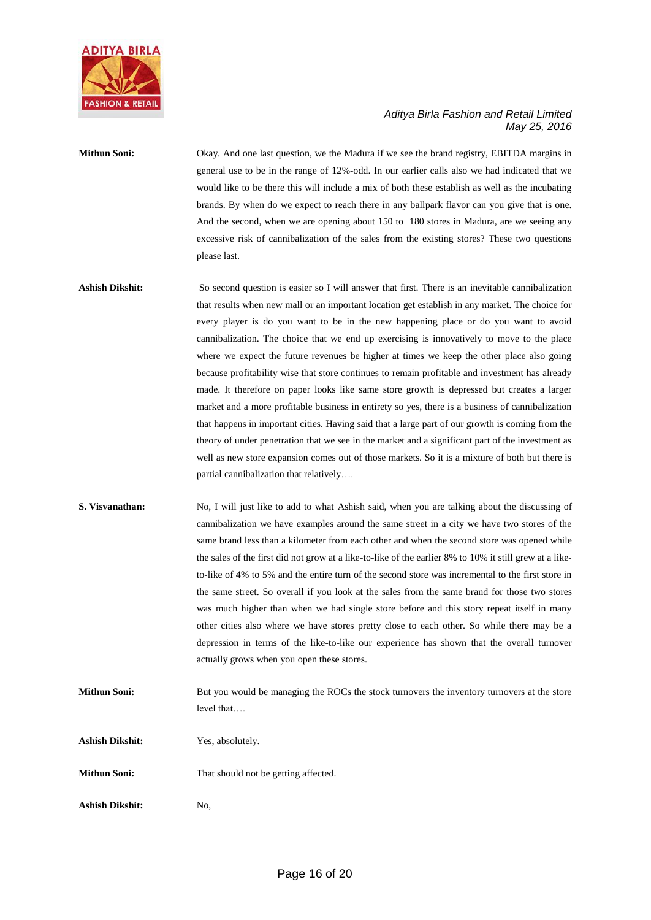**Mithun Soni:** Okay. And one last question, we the Madura if we see the brand registry, EBITDA margins in general use to be in the range of 12%-odd. In our earlier calls also we had indicated that we would like to be there this will include a mix of both these establish as well as the incubating brands. By when do we expect to reach there in any ballpark flavor can you give that is one. And the second, when we are opening about 150 to 180 stores in Madura, are we seeing any excessive risk of cannibalization of the sales from the existing stores? These two questions please last.

**Ashish Dikshit:** So second question is easier so I will answer that first. There is an inevitable cannibalization that results when new mall or an important location get establish in any market. The choice for every player is do you want to be in the new happening place or do you want to avoid cannibalization. The choice that we end up exercising is innovatively to move to the place where we expect the future revenues be higher at times we keep the other place also going because profitability wise that store continues to remain profitable and investment has already made. It therefore on paper looks like same store growth is depressed but creates a larger market and a more profitable business in entirety so yes, there is a business of cannibalization that happens in important cities. Having said that a large part of our growth is coming from the theory of under penetration that we see in the market and a significant part of the investment as well as new store expansion comes out of those markets. So it is a mixture of both but there is partial cannibalization that relatively….

**S. Visvanathan:** No, I will just like to add to what Ashish said, when you are talking about the discussing of cannibalization we have examples around the same street in a city we have two stores of the same brand less than a kilometer from each other and when the second store was opened while the sales of the first did not grow at a like-to-like of the earlier 8% to 10% it still grew at a like-to-like of 4% to 5% and the entire turn of the second store was incremental to the first store in the same street. So overall if you look at the sales from the same brand for those two stores was much higher than when we had single store before and this story repeat itself in many other cities also where we have stores pretty close to each other. So while there may be a depression in terms of the like-to-like our experience has shown that the overall turnover actually grows when you open these stores.

**Mithun Soni:** But you would be managing the ROCs the stock turnovers the inventory turnovers at the store level that….

**Ashish Dikshit:** Yes, absolutely.

**Mithun Soni:** That should not be getting affected.

**Ashish Dikshit:** No,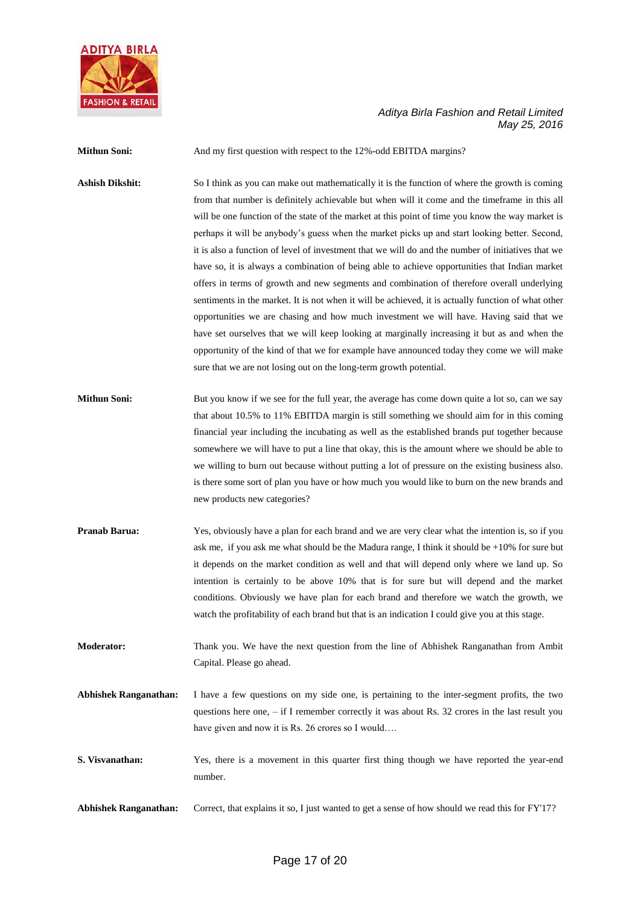**Mithun Soni:** And my first question with respect to the 12%-odd EBITDA margins?

**Ashish Dikshit:** So I think as you can make out mathematically it is the function of where the growth is coming from that number is definitely achievable but when will it come and the timeframe in this all will be one function of the state of the market at this point of time you know the way market is perhaps it will be anybody's guess when the market picks up and start looking better. Second, it is also a function of level of investment that we will do and the number of initiatives that we have so, it is always a combination of being able to achieve opportunities that Indian market offers in terms of growth and new segments and combination of therefore overall underlying sentiments in the market. It is not when it will be achieved, it is actually function of what other opportunities we are chasing and how much investment we will have. Having said that we have set ourselves that we will keep looking at marginally increasing it but as and when the opportunity of the kind of that we for example have announced today they come we will make sure that we are not losing out on the long-term growth potential.

**Mithun Soni:** But you know if we see for the full year, the average has come down quite a lot so, can we say that about 10.5% to 11% EBITDA margin is still something we should aim for in this coming financial year including the incubating as well as the established brands put together because somewhere we will have to put a line that okay, this is the amount where we should be able to we willing to burn out because without putting a lot of pressure on the existing business also. is there some sort of plan you have or how much you would like to burn on the new brands and new products new categories?

**Pranab Barua:** Yes, obviously have a plan for each brand and we are very clear what the intention is, so if you ask me, if you ask me what should be the Madura range, I think it should be +10% for sure but it depends on the market condition as well and that will depend only where we land up. So intention is certainly to be above 10% that is for sure but will depend and the market conditions. Obviously we have plan for each brand and therefore we watch the growth, we watch the profitability of each brand but that is an indication I could give you at this stage.

**Moderator:** Thank you. We have the next question from the line of Abhishek Ranganathan from Ambit Capital. Please go ahead.

**Abhishek Ranganathan:** I have a few questions on my side one, is pertaining to the inter-segment profits, the two questions here one, – if I remember correctly it was about Rs. 32 crores in the last result you have given and now it is Rs. 26 crores so I would….

**S. Visvanathan:** Yes, there is a movement in this quarter first thing though we have reported the year-end number.

**Abhishek Ranganathan:** Correct, that explains it so, I just wanted to get a sense of how should we read this for FY'17?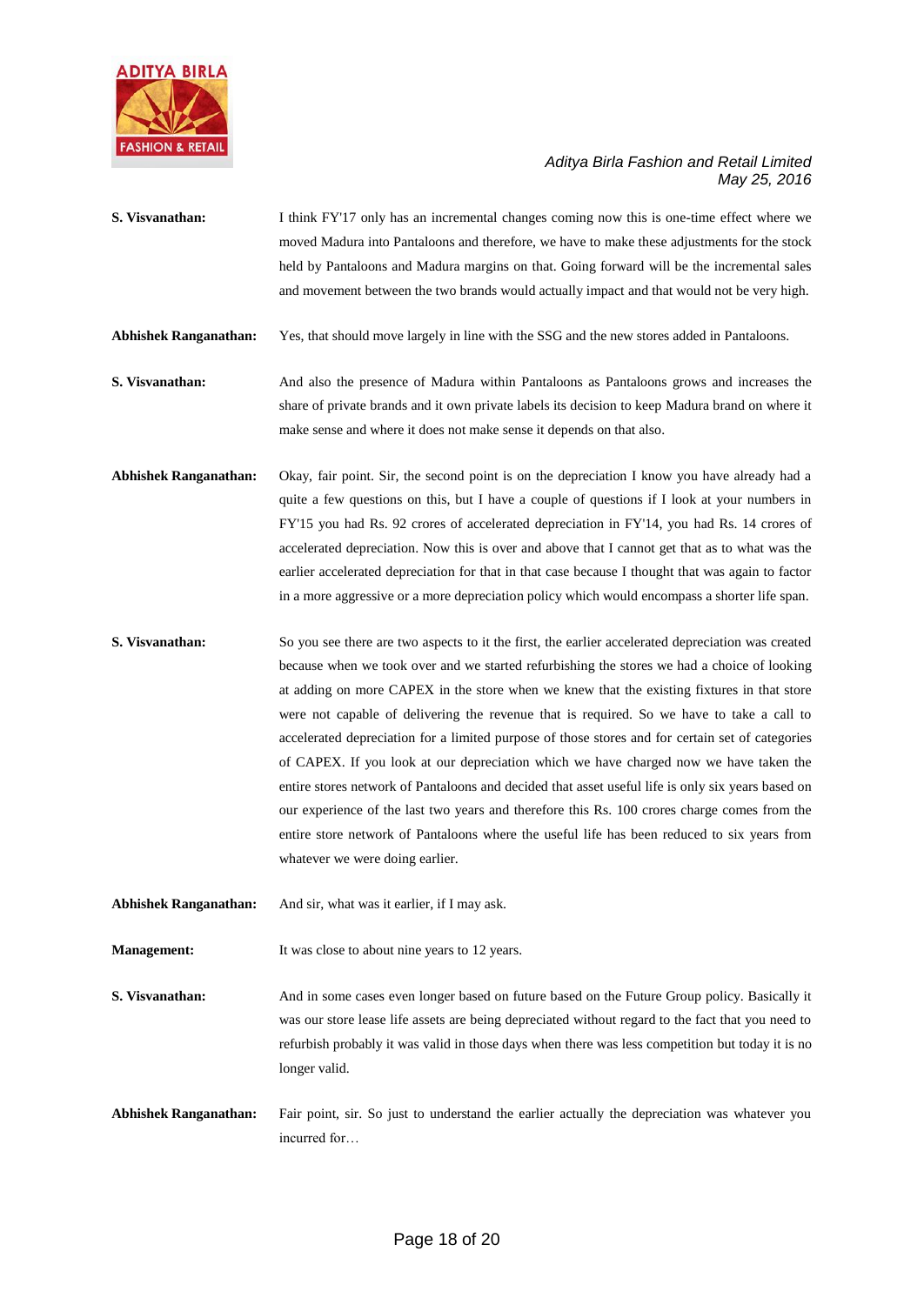**S. Visvanathan:** I think FY'17 only has an incremental changes coming now this is one-time effect where we moved Madura into Pantaloons and therefore, we have to make these adjustments for the stock held by Pantaloons and Madura margins on that. Going forward will be the incremental sales and movement between the two brands would actually impact and that would not be very high.

**Abhishek Ranganathan:** Yes, that should move largely in line with the SSG and the new stores added in Pantaloons.

**S. Visvanathan:** And also the presence of Madura within Pantaloons as Pantaloons grows and increases the share of private brands and it own private labels its decision to keep Madura brand on where it make sense and where it does not make sense it depends on that also.

**Abhishek Ranganathan:** Okay, fair point. Sir, the second point is on the depreciation I know you have already had a quite a few questions on this, but I have a couple of questions if I look at your numbers in FY'15 you had Rs. 92 crores of accelerated depreciation in FY'14, you had Rs. 14 crores of accelerated depreciation. Now this is over and above that I cannot get that as to what was the earlier accelerated depreciation for that in that case because I thought that was again to factor in a more aggressive or a more depreciation policy which would encompass a shorter life span.

**S. Visvanathan:** So you see there are two aspects to it the first, the earlier accelerated depreciation was created because when we took over and we started refurbishing the stores we had a choice of looking at adding on more CAPEX in the store when we knew that the existing fixtures in that store were not capable of delivering the revenue that is required. So we have to take a call to accelerated depreciation for a limited purpose of those stores and for certain set of categories of CAPEX. If you look at our depreciation which we have charged now we have taken the entire stores network of Pantaloons and decided that asset useful life is only six years based on our experience of the last two years and therefore this Rs. 100 crores charge comes from the entire store network of Pantaloons where the useful life has been reduced to six years from whatever we were doing earlier.

**Abhishek Ranganathan:** And sir, what was it earlier, if I may ask.

**Management:** It was close to about nine years to 12 years.

**S. Visvanathan:** And in some cases even longer based on future based on the Future Group policy. Basically it was our store lease life assets are being depreciated without regard to the fact that you need to refurbish probably it was valid in those days when there was less competition but today it is no longer valid.

**Abhishek Ranganathan:** Fair point, sir. So just to understand the earlier actually the depreciation was whatever you incurred for…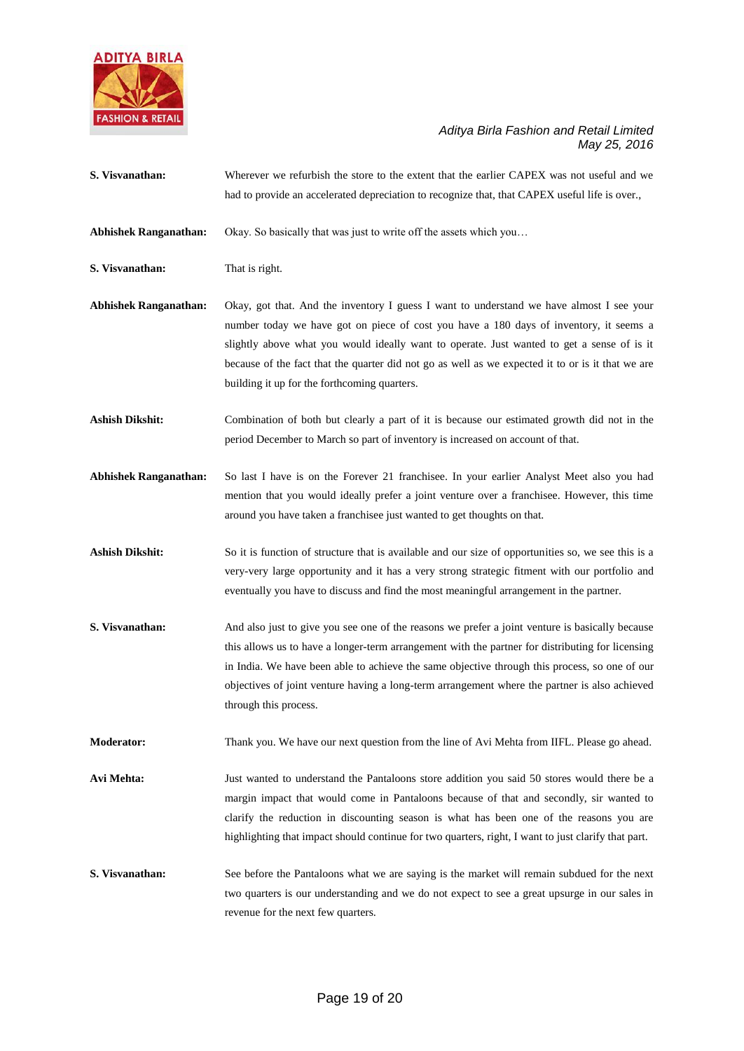**S. Visvanathan:** Wherever we refurbish the store to the extent that the earlier CAPEX was not useful and we had to provide an accelerated depreciation to recognize that, that CAPEX useful life is over.,

**Abhishek Ranganathan:** Okay. So basically that was just to write off the assets which you…

**S. Visvanathan:** That is right.

**Abhishek Ranganathan:** Okay, got that. And the inventory I guess I want to understand we have almost I see your number today we have got on piece of cost you have a 180 days of inventory, it seems a slightly above what you would ideally want to operate. Just wanted to get a sense of is it because of the fact that the quarter did not go as well as we expected it to or is it that we are building it up for the forthcoming quarters.

**Ashish Dikshit:** Combination of both but clearly a part of it is because our estimated growth did not in the period December to March so part of inventory is increased on account of that.

**Abhishek Ranganathan:** So last I have is on the Forever 21 franchisee. In your earlier Analyst Meet also you had mention that you would ideally prefer a joint venture over a franchisee. However, this time around you have taken a franchisee just wanted to get thoughts on that.

**Ashish Dikshit:** So it is function of structure that is available and our size of opportunities so, we see this is a very-very large opportunity and it has a very strong strategic fitment with our portfolio and eventually you have to discuss and find the most meaningful arrangement in the partner.

**S. Visvanathan:** And also just to give you see one of the reasons we prefer a joint venture is basically because this allows us to have a longer-term arrangement with the partner for distributing for licensing in India. We have been able to achieve the same objective through this process, so one of our objectives of joint venture having a long-term arrangement where the partner is also achieved through this process.

**Moderator:** Thank you. We have our next question from the line of Avi Mehta from IIFL. Please go ahead.

**Avi Mehta:** Just wanted to understand the Pantaloons store addition you said 50 stores would there be a margin impact that would come in Pantaloons because of that and secondly, sir wanted to clarify the reduction in discounting season is what has been one of the reasons you are highlighting that impact should continue for two quarters, right, I want to just clarify that part.

**S. Visvanathan:** See before the Pantaloons what we are saying is the market will remain subdued for the next two quarters is our understanding and we do not expect to see a great upsurge in our sales in revenue for the next few quarters.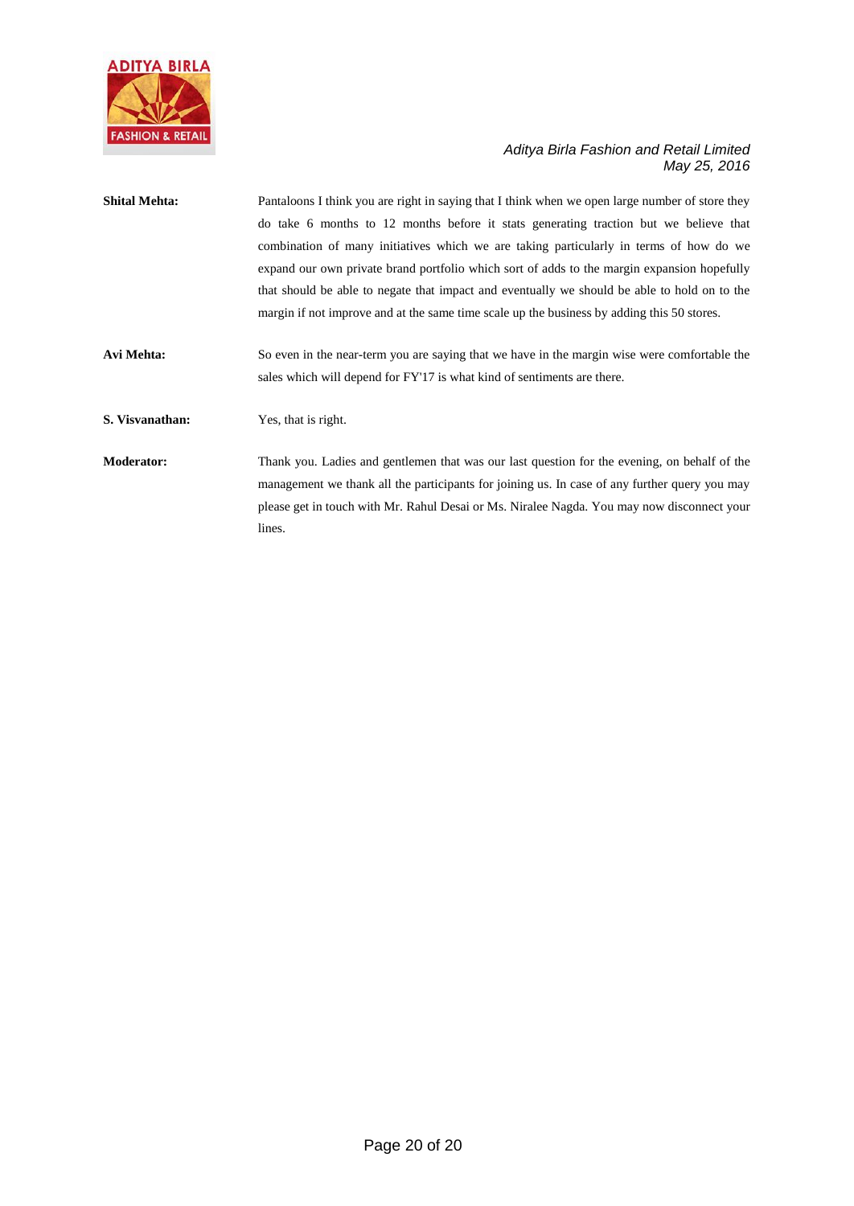**Shital Mehta:** Pantaloons I think you are right in saying that I think when we open large number of store they do take 6 months to 12 months before it stats generating traction but we believe that combination of many initiatives which we are taking particularly in terms of how do we expand our own private brand portfolio which sort of adds to the margin expansion hopefully that should be able to negate that impact and eventually we should be able to hold on to the margin if not improve and at the same time scale up the business by adding this 50 stores.

**Avi Mehta:** So even in the near-term you are saying that we have in the margin wise were comfortable the sales which will depend for FY'17 is what kind of sentiments are there.

**S. Visvanathan:** Yes, that is right.

**Moderator:** Thank you. Ladies and gentlemen that was our last question for the evening, on behalf of the management we thank all the participants for joining us. In case of any further query you may please get in touch with Mr. Rahul Desai or Ms. Niralee Nagda. You may now disconnect your lines.